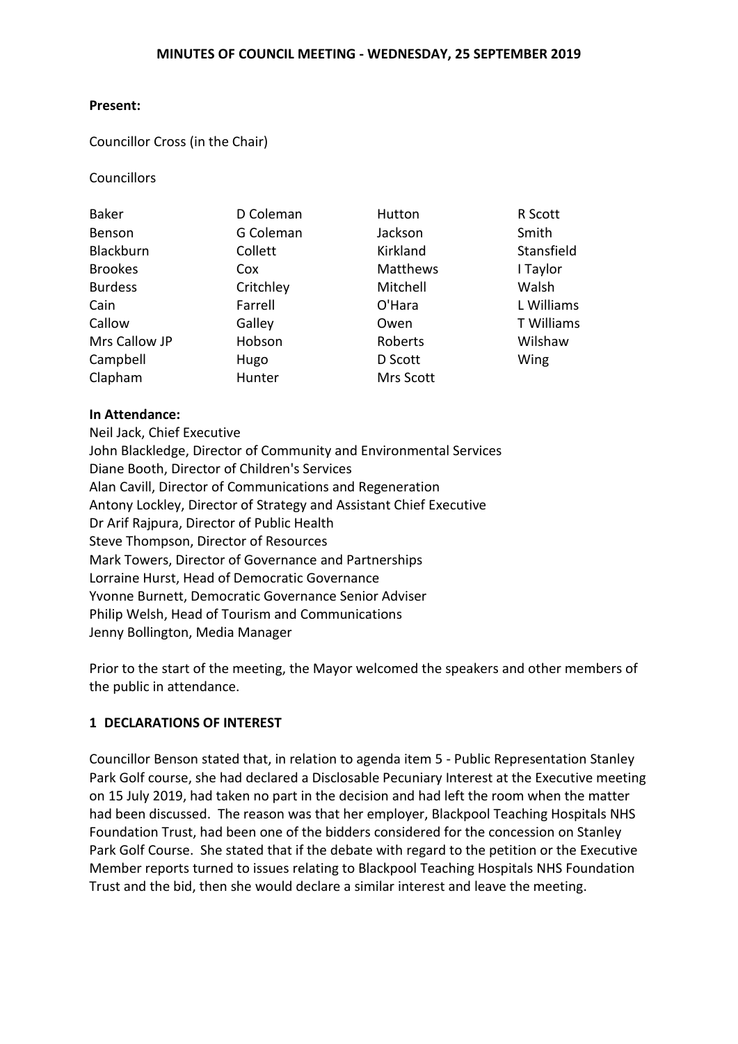# MINUTES OF COUNCIL MEETING - WEDNESDAY, 25 SEPTEMBER 2019

**Present:**

Councillor Cross (in the Chair)

Councillors

| | | | |
|---|---|---|---|
| Baker | D Coleman | Hutton | R Scott |
| Benson | G Coleman | Jackson | Smith |
| Blackburn | Collett | Kirkland | Stansfield |
| Brookes | Cox | Matthews | I Taylor |
| Burdess | Critchley | Mitchell | Walsh |
| Cain | Farrell | O'Hara | L Williams |
| Callow | Galley | Owen | T Williams |
| Mrs Callow JP | Hobson | Roberts | Wilshaw |
| Campbell | Hugo | D Scott | Wing |
| Clapham | Hunter | Mrs Scott | |

**In Attendance:**

Neil Jack, Chief Executive
John Blackledge, Director of Community and Environmental Services
Diane Booth, Director of Children's Services
Alan Cavill, Director of Communications and Regeneration
Antony Lockley, Director of Strategy and Assistant Chief Executive
Dr Arif Rajpura, Director of Public Health
Steve Thompson, Director of Resources
Mark Towers, Director of Governance and Partnerships
Lorraine Hurst, Head of Democratic Governance
Yvonne Burnett, Democratic Governance Senior Adviser
Philip Welsh, Head of Tourism and Communications
Jenny Bollington, Media Manager

Prior to the start of the meeting, the Mayor welcomed the speakers and other members of the public in attendance.

## 1 DECLARATIONS OF INTEREST

Councillor Benson stated that, in relation to agenda item 5 - Public Representation Stanley Park Golf course, she had declared a Disclosable Pecuniary Interest at the Executive meeting on 15 July 2019, had taken no part in the decision and had left the room when the matter had been discussed. The reason was that her employer, Blackpool Teaching Hospitals NHS Foundation Trust, had been one of the bidders considered for the concession on Stanley Park Golf Course. She stated that if the debate with regard to the petition or the Executive Member reports turned to issues relating to Blackpool Teaching Hospitals NHS Foundation Trust and the bid, then she would declare a similar interest and leave the meeting.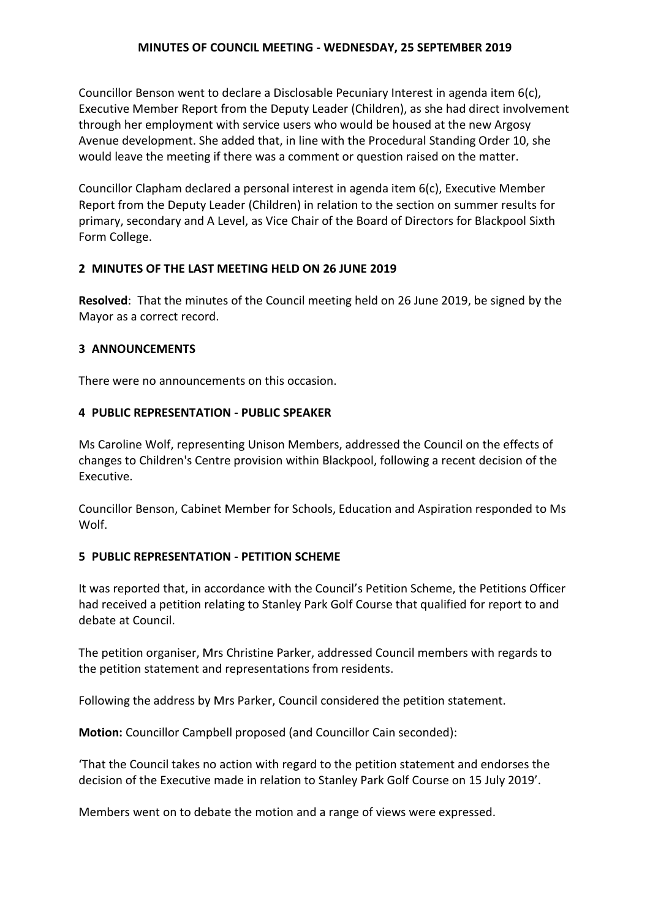Councillor Benson went to declare a Disclosable Pecuniary Interest in agenda item 6(c), Executive Member Report from the Deputy Leader (Children), as she had direct involvement through her employment with service users who would be housed at the new Argosy Avenue development. She added that, in line with the Procedural Standing Order 10, she would leave the meeting if there was a comment or question raised on the matter.

Councillor Clapham declared a personal interest in agenda item 6(c), Executive Member Report from the Deputy Leader (Children) in relation to the section on summer results for primary, secondary and A Level, as Vice Chair of the Board of Directors for Blackpool Sixth Form College.

## 2 MINUTES OF THE LAST MEETING HELD ON 26 JUNE 2019

**Resolved**: That the minutes of the Council meeting held on 26 June 2019, be signed by the Mayor as a correct record.

## 3 ANNOUNCEMENTS

There were no announcements on this occasion.

## 4 PUBLIC REPRESENTATION - PUBLIC SPEAKER

Ms Caroline Wolf, representing Unison Members, addressed the Council on the effects of changes to Children's Centre provision within Blackpool, following a recent decision of the Executive.

Councillor Benson, Cabinet Member for Schools, Education and Aspiration responded to Ms Wolf.

## 5 PUBLIC REPRESENTATION - PETITION SCHEME

It was reported that, in accordance with the Council's Petition Scheme, the Petitions Officer had received a petition relating to Stanley Park Golf Course that qualified for report to and debate at Council.

The petition organiser, Mrs Christine Parker, addressed Council members with regards to the petition statement and representations from residents.

Following the address by Mrs Parker, Council considered the petition statement.

**Motion:** Councillor Campbell proposed (and Councillor Cain seconded):

'That the Council takes no action with regard to the petition statement and endorses the decision of the Executive made in relation to Stanley Park Golf Course on 15 July 2019'.

Members went on to debate the motion and a range of views were expressed.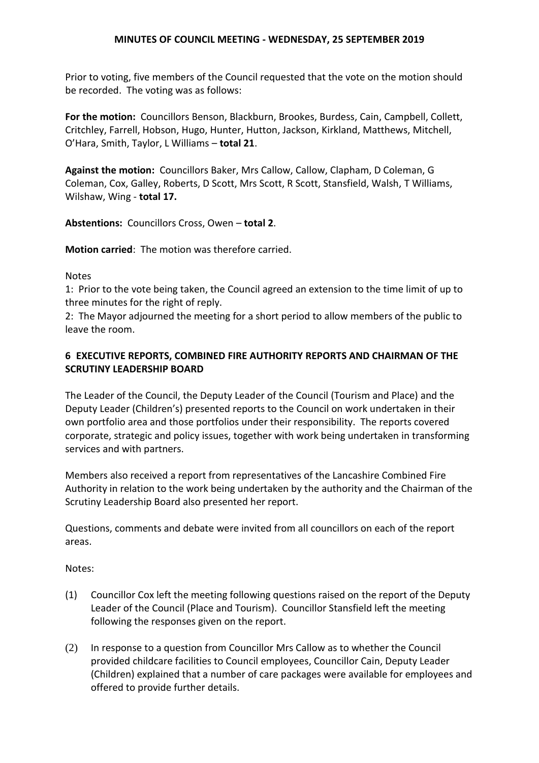Prior to voting, five members of the Council requested that the vote on the motion should be recorded. The voting was as follows:

**For the motion:** Councillors Benson, Blackburn, Brookes, Burdess, Cain, Campbell, Collett, Critchley, Farrell, Hobson, Hugo, Hunter, Hutton, Jackson, Kirkland, Matthews, Mitchell, O'Hara, Smith, Taylor, L Williams – **total 21**.

**Against the motion:** Councillors Baker, Mrs Callow, Callow, Clapham, D Coleman, G Coleman, Cox, Galley, Roberts, D Scott, Mrs Scott, R Scott, Stansfield, Walsh, T Williams, Wilshaw, Wing - **total 17.**

**Abstentions:** Councillors Cross, Owen – **total 2**.

**Motion carried**: The motion was therefore carried.

Notes

1: Prior to the vote being taken, the Council agreed an extension to the time limit of up to three minutes for the right of reply.

2: The Mayor adjourned the meeting for a short period to allow members of the public to leave the room.

## 6 EXECUTIVE REPORTS, COMBINED FIRE AUTHORITY REPORTS AND CHAIRMAN OF THE SCRUTINY LEADERSHIP BOARD

The Leader of the Council, the Deputy Leader of the Council (Tourism and Place) and the Deputy Leader (Children's) presented reports to the Council on work undertaken in their own portfolio area and those portfolios under their responsibility. The reports covered corporate, strategic and policy issues, together with work being undertaken in transforming services and with partners.

Members also received a report from representatives of the Lancashire Combined Fire Authority in relation to the work being undertaken by the authority and the Chairman of the Scrutiny Leadership Board also presented her report.

Questions, comments and debate were invited from all councillors on each of the report areas.

Notes:

(1) Councillor Cox left the meeting following questions raised on the report of the Deputy Leader of the Council (Place and Tourism). Councillor Stansfield left the meeting following the responses given on the report.

(2) In response to a question from Councillor Mrs Callow as to whether the Council provided childcare facilities to Council employees, Councillor Cain, Deputy Leader (Children) explained that a number of care packages were available for employees and offered to provide further details.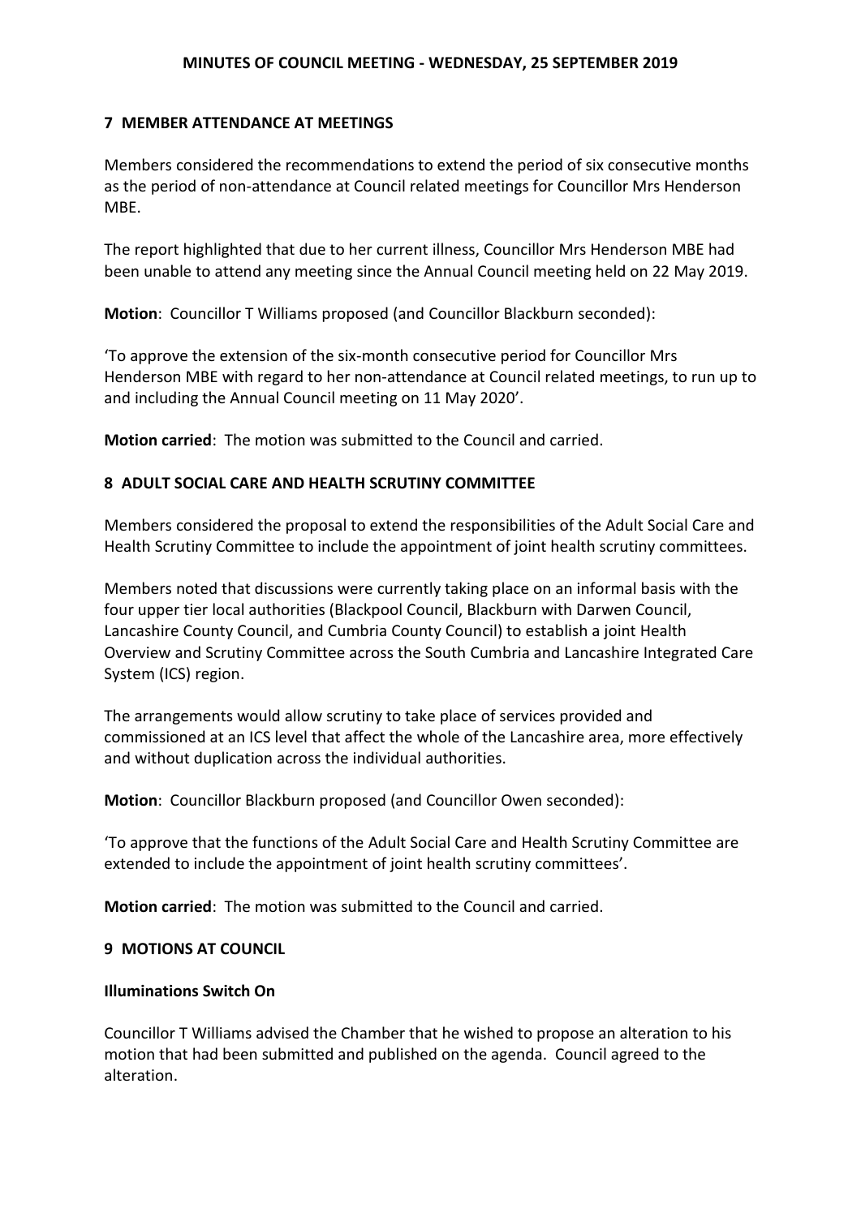## 7 MEMBER ATTENDANCE AT MEETINGS

Members considered the recommendations to extend the period of six consecutive months as the period of non-attendance at Council related meetings for Councillor Mrs Henderson MBE.

The report highlighted that due to her current illness, Councillor Mrs Henderson MBE had been unable to attend any meeting since the Annual Council meeting held on 22 May 2019.

**Motion**: Councillor T Williams proposed (and Councillor Blackburn seconded):

'To approve the extension of the six-month consecutive period for Councillor Mrs Henderson MBE with regard to her non-attendance at Council related meetings, to run up to and including the Annual Council meeting on 11 May 2020'.

**Motion carried**: The motion was submitted to the Council and carried.

## 8 ADULT SOCIAL CARE AND HEALTH SCRUTINY COMMITTEE

Members considered the proposal to extend the responsibilities of the Adult Social Care and Health Scrutiny Committee to include the appointment of joint health scrutiny committees.

Members noted that discussions were currently taking place on an informal basis with the four upper tier local authorities (Blackpool Council, Blackburn with Darwen Council, Lancashire County Council, and Cumbria County Council) to establish a joint Health Overview and Scrutiny Committee across the South Cumbria and Lancashire Integrated Care System (ICS) region.

The arrangements would allow scrutiny to take place of services provided and commissioned at an ICS level that affect the whole of the Lancashire area, more effectively and without duplication across the individual authorities.

**Motion**: Councillor Blackburn proposed (and Councillor Owen seconded):

'To approve that the functions of the Adult Social Care and Health Scrutiny Committee are extended to include the appointment of joint health scrutiny committees'.

**Motion carried**: The motion was submitted to the Council and carried.

## 9 MOTIONS AT COUNCIL

### Illuminations Switch On

Councillor T Williams advised the Chamber that he wished to propose an alteration to his motion that had been submitted and published on the agenda. Council agreed to the alteration.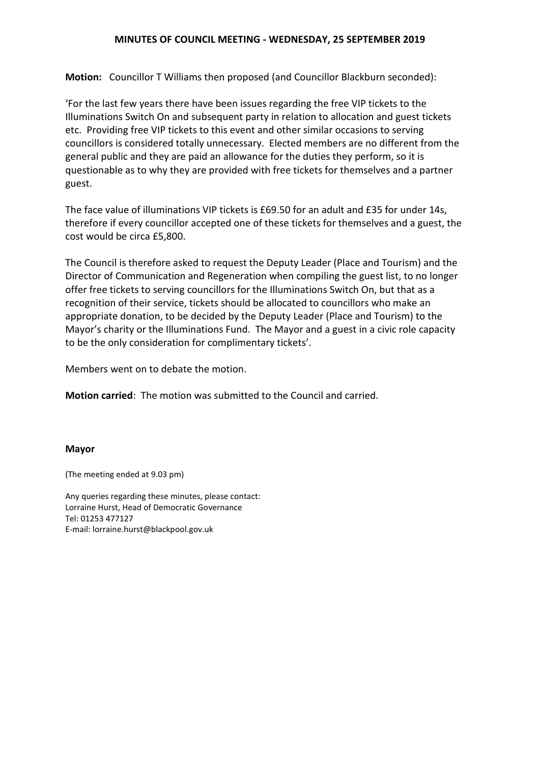**Motion:** Councillor T Williams then proposed (and Councillor Blackburn seconded):

'For the last few years there have been issues regarding the free VIP tickets to the Illuminations Switch On and subsequent party in relation to allocation and guest tickets etc. Providing free VIP tickets to this event and other similar occasions to serving councillors is considered totally unnecessary. Elected members are no different from the general public and they are paid an allowance for the duties they perform, so it is questionable as to why they are provided with free tickets for themselves and a partner guest.

The face value of illuminations VIP tickets is £69.50 for an adult and £35 for under 14s, therefore if every councillor accepted one of these tickets for themselves and a guest, the cost would be circa £5,800.

The Council is therefore asked to request the Deputy Leader (Place and Tourism) and the Director of Communication and Regeneration when compiling the guest list, to no longer offer free tickets to serving councillors for the Illuminations Switch On, but that as a recognition of their service, tickets should be allocated to councillors who make an appropriate donation, to be decided by the Deputy Leader (Place and Tourism) to the Mayor's charity or the Illuminations Fund. The Mayor and a guest in a civic role capacity to be the only consideration for complimentary tickets'.

Members went on to debate the motion.

**Motion carried**: The motion was submitted to the Council and carried.

**Mayor**

(The meeting ended at 9.03 pm)

Any queries regarding these minutes, please contact:
Lorraine Hurst, Head of Democratic Governance
Tel: 01253 477127
E-mail: lorraine.hurst@blackpool.gov.uk